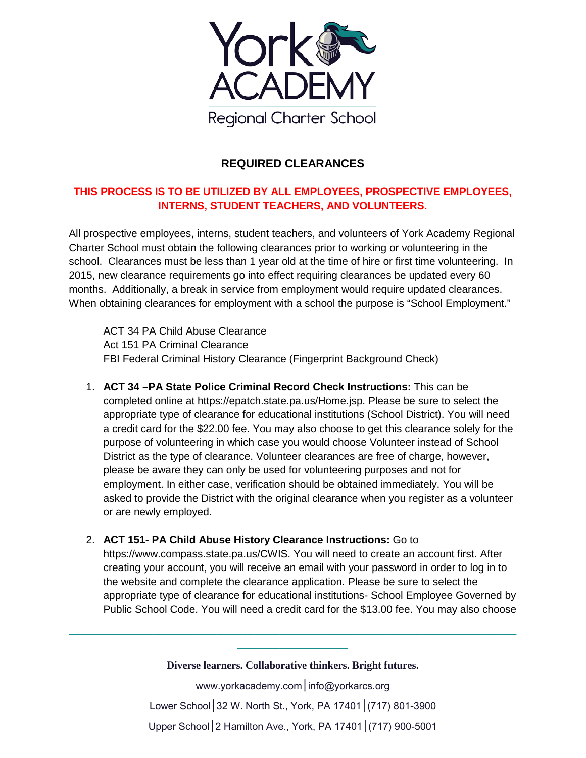York ACADEMY

Regional Charter School

## REQUIRED CLEARANCES

**THIS PROCESS IS TO BE UTILIZED BY ALL EMPLOYEES, PROSPECTIVE EMPLOYEES, INTERNS, STUDENT TEACHERS, AND VOLUNTEERS.**

All prospective employees, interns, student teachers, and volunteers of York Academy Regional Charter School must obtain the following clearances prior to working or volunteering in the school. Clearances must be less than 1 year old at the time of hire or first time volunteering. In 2015, new clearance requirements go into effect requiring clearances be updated every 60 months. Additionally, a break in service from employment would require updated clearances. When obtaining clearances for employment with a school the purpose is "School Employment."

ACT 34 PA Child Abuse Clearance
Act 151 PA Criminal Clearance
FBI Federal Criminal History Clearance (Fingerprint Background Check)

1. **ACT 34 –PA State Police Criminal Record Check Instructions:** This can be completed online at https://epatch.state.pa.us/Home.jsp. Please be sure to select the appropriate type of clearance for educational institutions (School District). You will need a credit card for the $22.00 fee. You may also choose to get this clearance solely for the purpose of volunteering in which case you would choose Volunteer instead of School District as the type of clearance. Volunteer clearances are free of charge, however, please be aware they can only be used for volunteering purposes and not for employment. In either case, verification should be obtained immediately. You will be asked to provide the District with the original clearance when you register as a volunteer or are newly employed.

2. **ACT 151- PA Child Abuse History Clearance Instructions:** Go to https://www.compass.state.pa.us/CWIS. You will need to create an account first. After creating your account, you will receive an email with your password in order to log in to the website and complete the clearance application. Please be sure to select the appropriate type of clearance for educational institutions- School Employee Governed by Public School Code. You will need a credit card for the $13.00 fee. You may also choose

**Diverse learners. Collaborative thinkers. Bright futures.**

www.yorkacademy.com | info@yorkarcs.org

Lower School | 32 W. North St., York, PA 17401 | (717) 801-3900

Upper School | 2 Hamilton Ave., York, PA 17401 | (717) 900-5001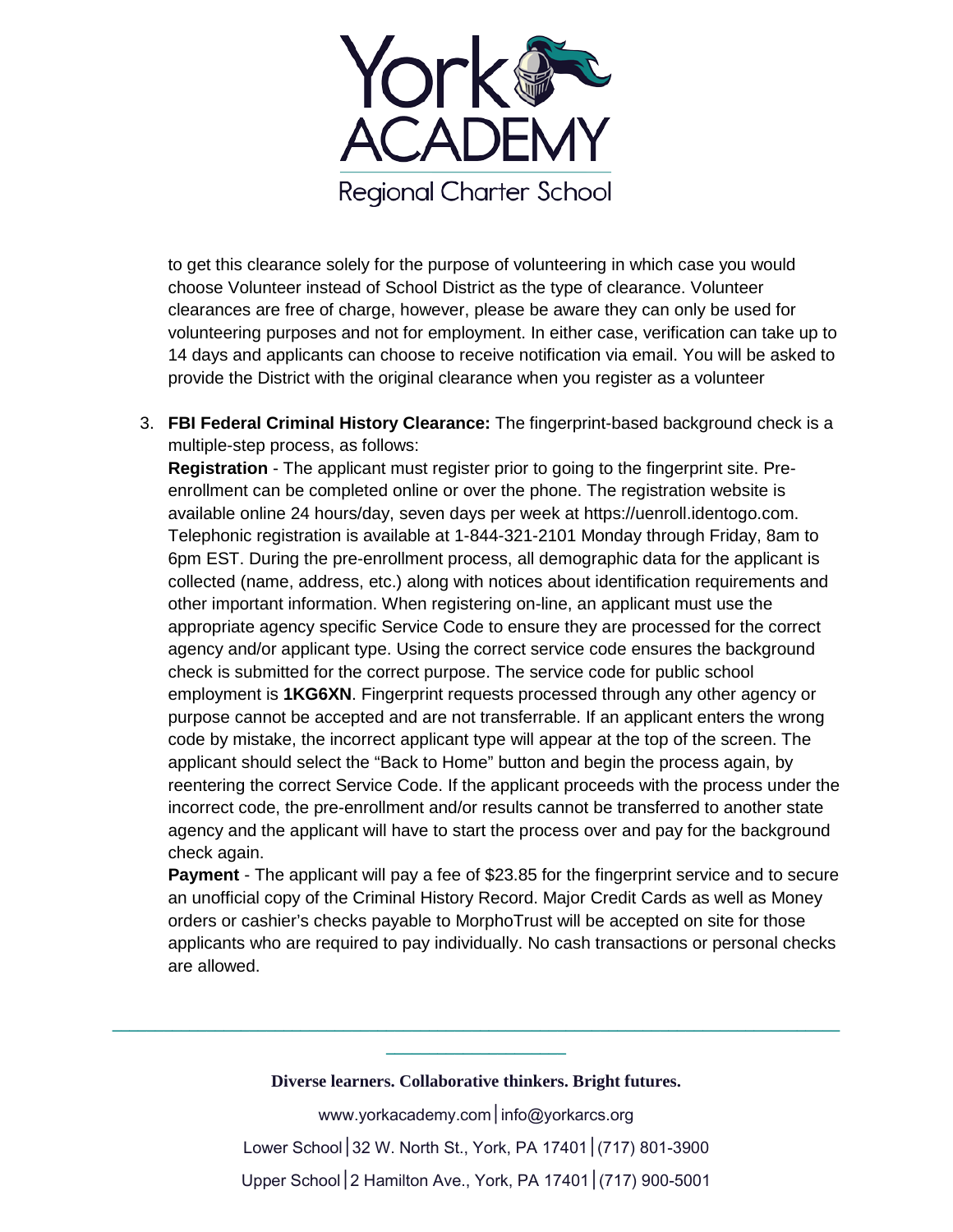to get this clearance solely for the purpose of volunteering in which case you would choose Volunteer instead of School District as the type of clearance. Volunteer clearances are free of charge, however, please be aware they can only be used for volunteering purposes and not for employment. In either case, verification can take up to 14 days and applicants can choose to receive notification via email. You will be asked to provide the District with the original clearance when you register as a volunteer

3. **FBI Federal Criminal History Clearance:** The fingerprint-based background check is a multiple-step process, as follows:
   **Registration** - The applicant must register prior to going to the fingerprint site. Pre-enrollment can be completed online or over the phone. The registration website is available online 24 hours/day, seven days per week at https://uenroll.identogo.com. Telephonic registration is available at 1-844-321-2101 Monday through Friday, 8am to 6pm EST. During the pre-enrollment process, all demographic data for the applicant is collected (name, address, etc.) along with notices about identification requirements and other important information. When registering on-line, an applicant must use the appropriate agency specific Service Code to ensure they are processed for the correct agency and/or applicant type. Using the correct service code ensures the background check is submitted for the correct purpose. The service code for public school employment is **1KG6XN**. Fingerprint requests processed through any other agency or purpose cannot be accepted and are not transferrable. If an applicant enters the wrong code by mistake, the incorrect applicant type will appear at the top of the screen. The applicant should select the "Back to Home" button and begin the process again, by reentering the correct Service Code. If the applicant proceeds with the process under the incorrect code, the pre-enrollment and/or results cannot be transferred to another state agency and the applicant will have to start the process over and pay for the background check again.
   **Payment** - The applicant will pay a fee of $23.85 for the fingerprint service and to secure an unofficial copy of the Criminal History Record. Major Credit Cards as well as Money orders or cashier's checks payable to MorphoTrust will be accepted on site for those applicants who are required to pay individually. No cash transactions or personal checks are allowed.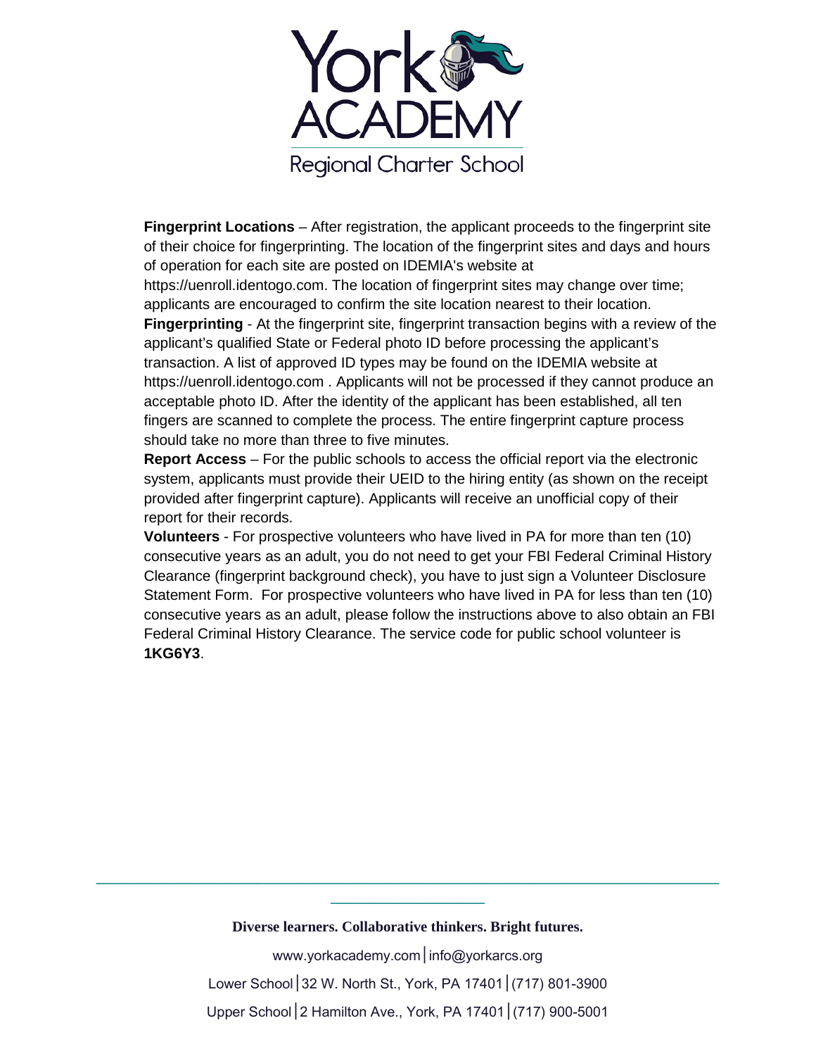**Fingerprint Locations** – After registration, the applicant proceeds to the fingerprint site of their choice for fingerprinting. The location of the fingerprint sites and days and hours of operation for each site are posted on IDEMIA's website at https://uenroll.identogo.com. The location of fingerprint sites may change over time; applicants are encouraged to confirm the site location nearest to their location.

**Fingerprinting** - At the fingerprint site, fingerprint transaction begins with a review of the applicant's qualified State or Federal photo ID before processing the applicant's transaction. A list of approved ID types may be found on the IDEMIA website at https://uenroll.identogo.com . Applicants will not be processed if they cannot produce an acceptable photo ID. After the identity of the applicant has been established, all ten fingers are scanned to complete the process. The entire fingerprint capture process should take no more than three to five minutes.

**Report Access** – For the public schools to access the official report via the electronic system, applicants must provide their UEID to the hiring entity (as shown on the receipt provided after fingerprint capture). Applicants will receive an unofficial copy of their report for their records.

**Volunteers** - For prospective volunteers who have lived in PA for more than ten (10) consecutive years as an adult, you do not need to get your FBI Federal Criminal History Clearance (fingerprint background check), you have to just sign a Volunteer Disclosure Statement Form. For prospective volunteers who have lived in PA for less than ten (10) consecutive years as an adult, please follow the instructions above to also obtain an FBI Federal Criminal History Clearance. The service code for public school volunteer is **1KG6Y3**.